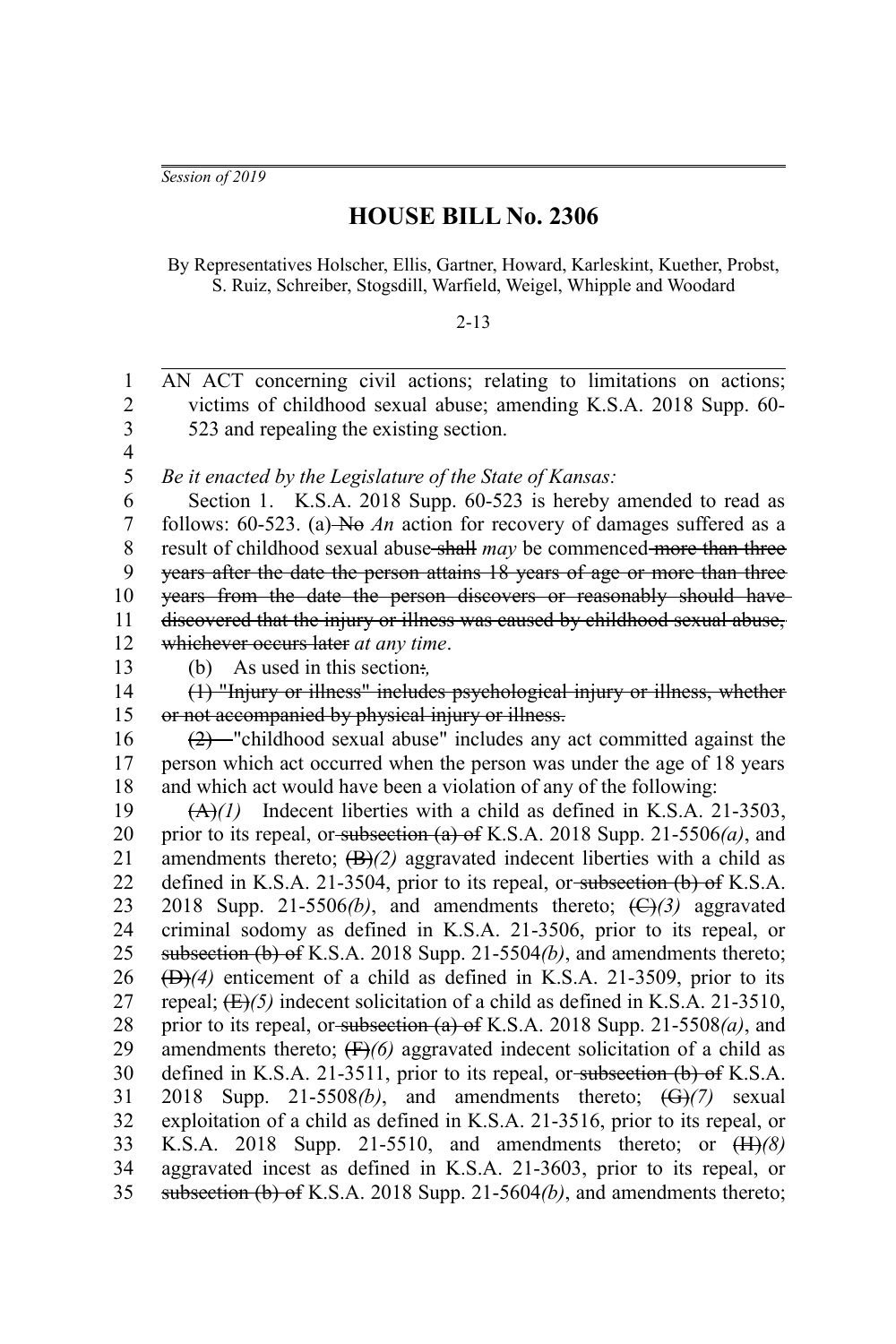*Session of 2019*

# HOUSE BILL No. 2306

By Representatives Holscher, Ellis, Gartner, Howard, Karleskint, Kuether, Probst, S. Ruiz, Schreiber, Stogsdill, Warfield, Weigel, Whipple and Woodard

2-13

AN ACT concerning civil actions; relating to limitations on actions; victims of childhood sexual abuse; amending K.S.A. 2018 Supp. 60-523 and repealing the existing section.

*Be it enacted by the Legislature of the State of Kansas:*

Section 1. K.S.A. 2018 Supp. 60-523 is hereby amended to read as follows: 60-523. (a) ~~No~~ *An* action for recovery of damages suffered as a result of childhood sexual abuse ~~shall~~ *may* be commenced ~~more than three years after the date the person attains 18 years of age or more than three years from the date the person discovers or reasonably should have discovered that the injury or illness was caused by childhood sexual abuse, whichever occurs later~~ *at any time*.

(b) As used in this section~~:~~*,*

~~(1) "Injury or illness" includes psychological injury or illness, whether or not accompanied by physical injury or illness.~~

~~(2)~~ "childhood sexual abuse" includes any act committed against the person which act occurred when the person was under the age of 18 years and which act would have been a violation of any of the following:

~~(A)~~*(1)* Indecent liberties with a child as defined in K.S.A. 21-3503, prior to its repeal, or ~~subsection (a) of~~ K.S.A. 2018 Supp. 21-5506*(a)*, and amendments thereto; ~~(B)~~*(2)* aggravated indecent liberties with a child as defined in K.S.A. 21-3504, prior to its repeal, or ~~subsection (b) of~~ K.S.A. 2018 Supp. 21-5506*(b)*, and amendments thereto; ~~(C)~~*(3)* aggravated criminal sodomy as defined in K.S.A. 21-3506, prior to its repeal, or ~~subsection (b) of~~ K.S.A. 2018 Supp. 21-5504*(b)*, and amendments thereto; ~~(D)~~*(4)* enticement of a child as defined in K.S.A. 21-3509, prior to its repeal; ~~(E)~~*(5)* indecent solicitation of a child as defined in K.S.A. 21-3510, prior to its repeal, or ~~subsection (a) of~~ K.S.A. 2018 Supp. 21-5508*(a)*, and amendments thereto; ~~(F)~~*(6)* aggravated indecent solicitation of a child as defined in K.S.A. 21-3511, prior to its repeal, or ~~subsection (b) of~~ K.S.A. 2018 Supp. 21-5508*(b)*, and amendments thereto; ~~(G)~~*(7)* sexual exploitation of a child as defined in K.S.A. 21-3516, prior to its repeal, or K.S.A. 2018 Supp. 21-5510, and amendments thereto; or ~~(H)~~*(8)* aggravated incest as defined in K.S.A. 21-3603, prior to its repeal, or ~~subsection (b) of~~ K.S.A. 2018 Supp. 21-5604*(b)*, and amendments thereto;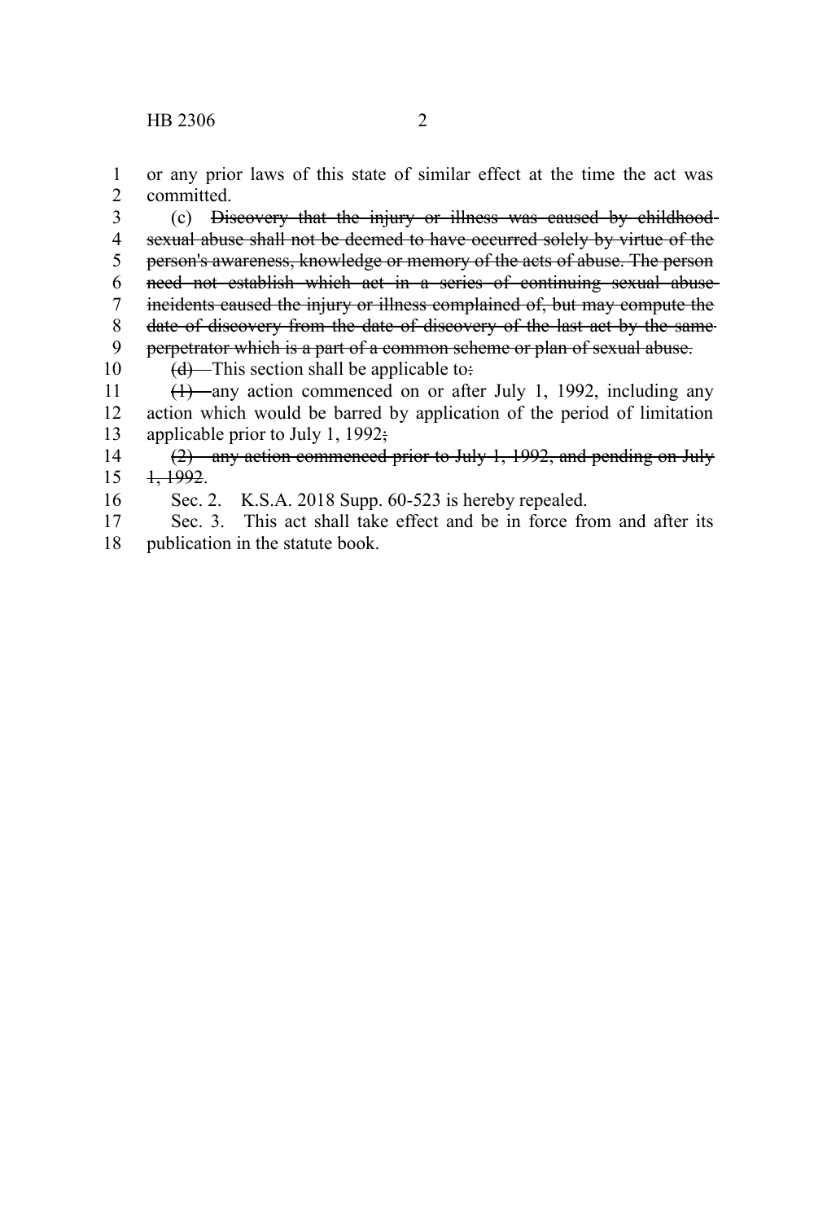or any prior laws of this state of similar effect at the time the act was committed.

(c) ~~Discovery that the injury or illness was caused by childhood sexual abuse shall not be deemed to have occurred solely by virtue of the person's awareness, knowledge or memory of the acts of abuse. The person need not establish which act in a series of continuing sexual abuse incidents caused the injury or illness complained of, but may compute the date of discovery from the date of discovery of the last act by the same perpetrator which is a part of a common scheme or plan of sexual abuse.~~

~~(d)~~ This section shall be applicable to~~:~~

~~(1)~~ any action commenced on or after July 1, 1992, including any action which would be barred by application of the period of limitation applicable prior to July 1, 1992~~;~~

~~(2) any action commenced prior to July 1, 1992, and pending on July 1, 1992~~.

Sec. 2. K.S.A. 2018 Supp. 60-523 is hereby repealed.

Sec. 3. This act shall take effect and be in force from and after its publication in the statute book.